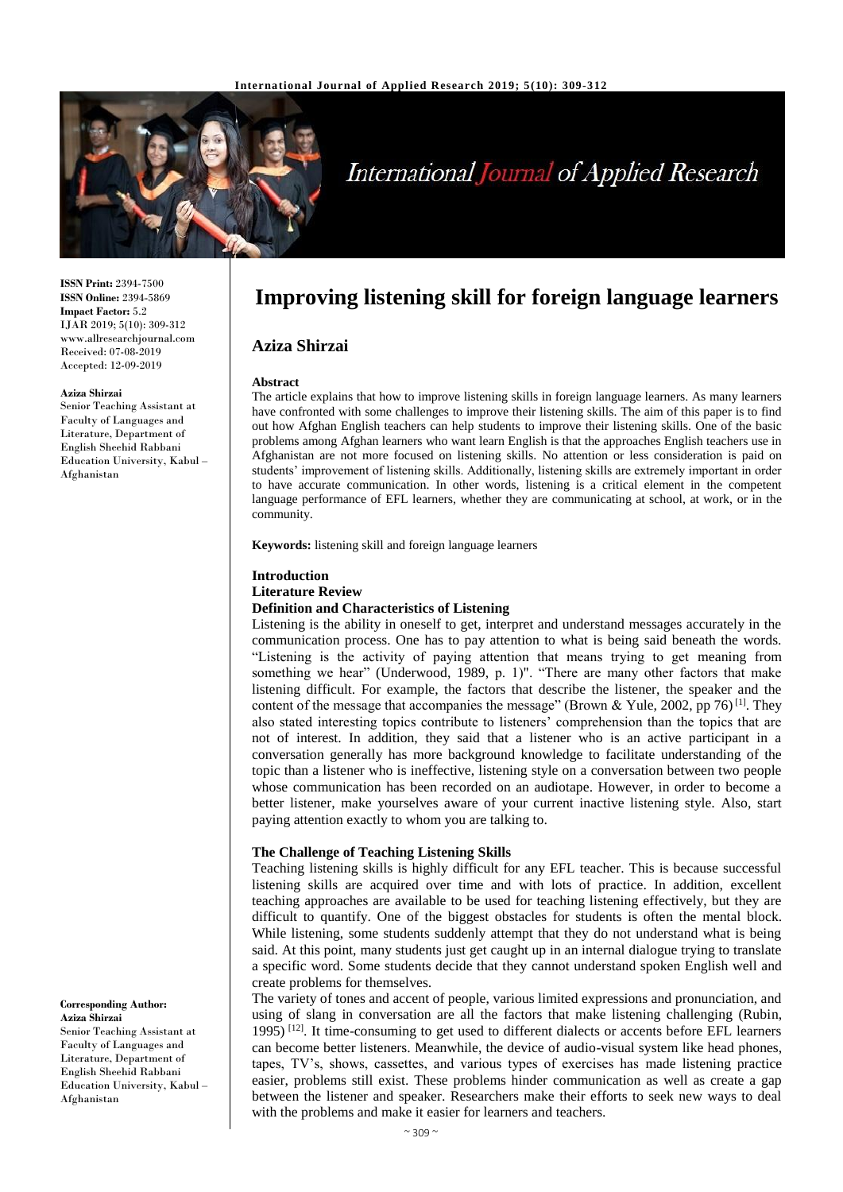**ISSN Print:** 2394-7500
**ISSN Online:** 2394-5869
**Impact Factor:** 5.2
IJAR 2019; 5(10): 309-312
www.allresearchjournal.com
Received: 07-08-2019
Accepted: 12-09-2019

**Aziza Shirzai**
Senior Teaching Assistant at Faculty of Languages and Literature, Department of English Sheehid Rabbani Education University, Kabul – Afghanistan

**Corresponding Author:**
**Aziza Shirzai**
Senior Teaching Assistant at Faculty of Languages and Literature, Department of English Sheehid Rabbani Education University, Kabul – Afghanistan

# Improving listening skill for foreign language learners

## Aziza Shirzai

### Abstract

The article explains that how to improve listening skills in foreign language learners. As many learners have confronted with some challenges to improve their listening skills. The aim of this paper is to find out how Afghan English teachers can help students to improve their listening skills. One of the basic problems among Afghan learners who want learn English is that the approaches English teachers use in Afghanistan are not more focused on listening skills. No attention or less consideration is paid on students' improvement of listening skills. Additionally, listening skills are extremely important in order to have accurate communication. In other words, listening is a critical element in the competent language performance of EFL learners, whether they are communicating at school, at work, or in the community.

**Keywords:** listening skill and foreign language learners

## Introduction

## Literature Review

### Definition and Characteristics of Listening

Listening is the ability in oneself to get, interpret and understand messages accurately in the communication process. One has to pay attention to what is being said beneath the words. "Listening is the activity of paying attention that means trying to get meaning from something we hear" (Underwood, 1989, p. 1)". "There are many other factors that make listening difficult. For example, the factors that describe the listener, the speaker and the content of the message that accompanies the message" (Brown & Yule, 2002, pp 76) [1]. They also stated interesting topics contribute to listeners' comprehension than the topics that are not of interest. In addition, they said that a listener who is an active participant in a conversation generally has more background knowledge to facilitate understanding of the topic than a listener who is ineffective, listening style on a conversation between two people whose communication has been recorded on an audiotape. However, in order to become a better listener, make yourselves aware of your current inactive listening style. Also, start paying attention exactly to whom you are talking to.

### The Challenge of Teaching Listening Skills

Teaching listening skills is highly difficult for any EFL teacher. This is because successful listening skills are acquired over time and with lots of practice. In addition, excellent teaching approaches are available to be used for teaching listening effectively, but they are difficult to quantify. One of the biggest obstacles for students is often the mental block. While listening, some students suddenly attempt that they do not understand what is being said. At this point, many students just get caught up in an internal dialogue trying to translate a specific word. Some students decide that they cannot understand spoken English well and create problems for themselves.

The variety of tones and accent of people, various limited expressions and pronunciation, and using of slang in conversation are all the factors that make listening challenging (Rubin, 1995) [12]. It time-consuming to get used to different dialects or accents before EFL learners can become better listeners. Meanwhile, the device of audio-visual system like head phones, tapes, TV's, shows, cassettes, and various types of exercises has made listening practice easier, problems still exist. These problems hinder communication as well as create a gap between the listener and speaker. Researchers make their efforts to seek new ways to deal with the problems and make it easier for learners and teachers.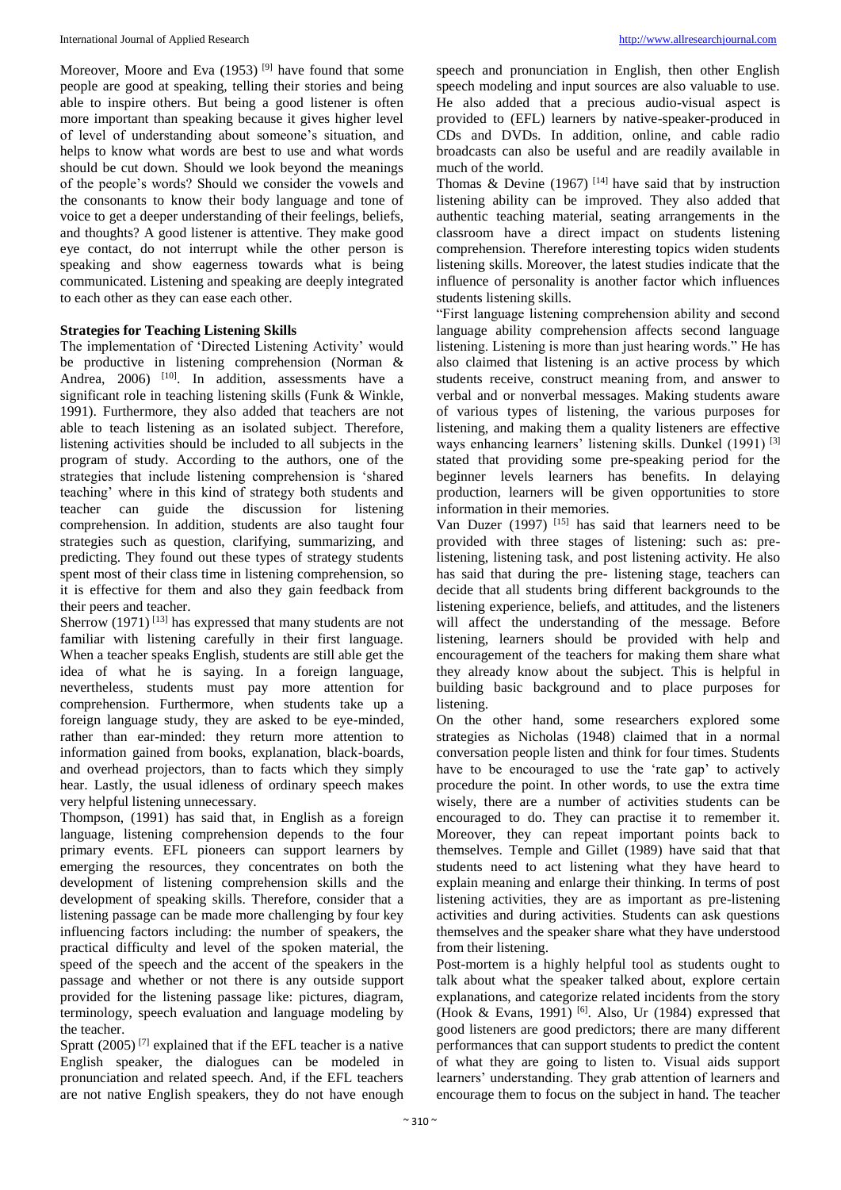Moreover, Moore and Eva (1953) [9] have found that some people are good at speaking, telling their stories and being able to inspire others. But being a good listener is often more important than speaking because it gives higher level of level of understanding about someone's situation, and helps to know what words are best to use and what words should be cut down. Should we look beyond the meanings of the people's words? Should we consider the vowels and the consonants to know their body language and tone of voice to get a deeper understanding of their feelings, beliefs, and thoughts? A good listener is attentive. They make good eye contact, do not interrupt while the other person is speaking and show eagerness towards what is being communicated. Listening and speaking are deeply integrated to each other as they can ease each other.

### Strategies for Teaching Listening Skills

The implementation of 'Directed Listening Activity' would be productive in listening comprehension (Norman & Andrea, 2006) [10]. In addition, assessments have a significant role in teaching listening skills (Funk & Winkle, 1991). Furthermore, they also added that teachers are not able to teach listening as an isolated subject. Therefore, listening activities should be included to all subjects in the program of study. According to the authors, one of the strategies that include listening comprehension is 'shared teaching' where in this kind of strategy both students and teacher can guide the discussion for listening comprehension. In addition, students are also taught four strategies such as question, clarifying, summarizing, and predicting. They found out these types of strategy students spent most of their class time in listening comprehension, so it is effective for them and also they gain feedback from their peers and teacher.

Sherrow (1971) [13] has expressed that many students are not familiar with listening carefully in their first language. When a teacher speaks English, students are still able get the idea of what he is saying. In a foreign language, nevertheless, students must pay more attention for comprehension. Furthermore, when students take up a foreign language study, they are asked to be eye-minded, rather than ear-minded: they return more attention to information gained from books, explanation, black-boards, and overhead projectors, than to facts which they simply hear. Lastly, the usual idleness of ordinary speech makes very helpful listening unnecessary.

Thompson, (1991) has said that, in English as a foreign language, listening comprehension depends to the four primary events. EFL pioneers can support learners by emerging the resources, they concentrates on both the development of listening comprehension skills and the development of speaking skills. Therefore, consider that a listening passage can be made more challenging by four key influencing factors including: the number of speakers, the practical difficulty and level of the spoken material, the speed of the speech and the accent of the speakers in the passage and whether or not there is any outside support provided for the listening passage like: pictures, diagram, terminology, speech evaluation and language modeling by the teacher.

Spratt (2005) [7] explained that if the EFL teacher is a native English speaker, the dialogues can be modeled in pronunciation and related speech. And, if the EFL teachers are not native English speakers, they do not have enough speech and pronunciation in English, then other English speech modeling and input sources are also valuable to use. He also added that a precious audio-visual aspect is provided to (EFL) learners by native-speaker-produced in CDs and DVDs. In addition, online, and cable radio broadcasts can also be useful and are readily available in much of the world.

Thomas & Devine (1967) [14] have said that by instruction listening ability can be improved. They also added that authentic teaching material, seating arrangements in the classroom have a direct impact on students listening comprehension. Therefore interesting topics widen students listening skills. Moreover, the latest studies indicate that the influence of personality is another factor which influences students listening skills.

"First language listening comprehension ability and second language ability comprehension affects second language listening. Listening is more than just hearing words." He has also claimed that listening is an active process by which students receive, construct meaning from, and answer to verbal and or nonverbal messages. Making students aware of various types of listening, the various purposes for listening, and making them a quality listeners are effective ways enhancing learners' listening skills. Dunkel (1991) [3] stated that providing some pre-speaking period for the beginner levels learners has benefits. In delaying production, learners will be given opportunities to store information in their memories.

Van Duzer (1997) [15] has said that learners need to be provided with three stages of listening: such as: pre-listening, listening task, and post listening activity. He also has said that during the pre- listening stage, teachers can decide that all students bring different backgrounds to the listening experience, beliefs, and attitudes, and the listeners will affect the understanding of the message. Before listening, learners should be provided with help and encouragement of the teachers for making them share what they already know about the subject. This is helpful in building basic background and to place purposes for listening.

On the other hand, some researchers explored some strategies as Nicholas (1948) claimed that in a normal conversation people listen and think for four times. Students have to be encouraged to use the 'rate gap' to actively procedure the point. In other words, to use the extra time wisely, there are a number of activities students can be encouraged to do. They can practise it to remember it. Moreover, they can repeat important points back to themselves. Temple and Gillet (1989) have said that that students need to act listening what they have heard to explain meaning and enlarge their thinking. In terms of post listening activities, they are as important as pre-listening activities and during activities. Students can ask questions themselves and the speaker share what they have understood from their listening.

Post-mortem is a highly helpful tool as students ought to talk about what the speaker talked about, explore certain explanations, and categorize related incidents from the story (Hook & Evans, 1991) [6]. Also, Ur (1984) expressed that good listeners are good predictors; there are many different performances that can support students to predict the content of what they are going to listen to. Visual aids support learners' understanding. They grab attention of learners and encourage them to focus on the subject in hand. The teacher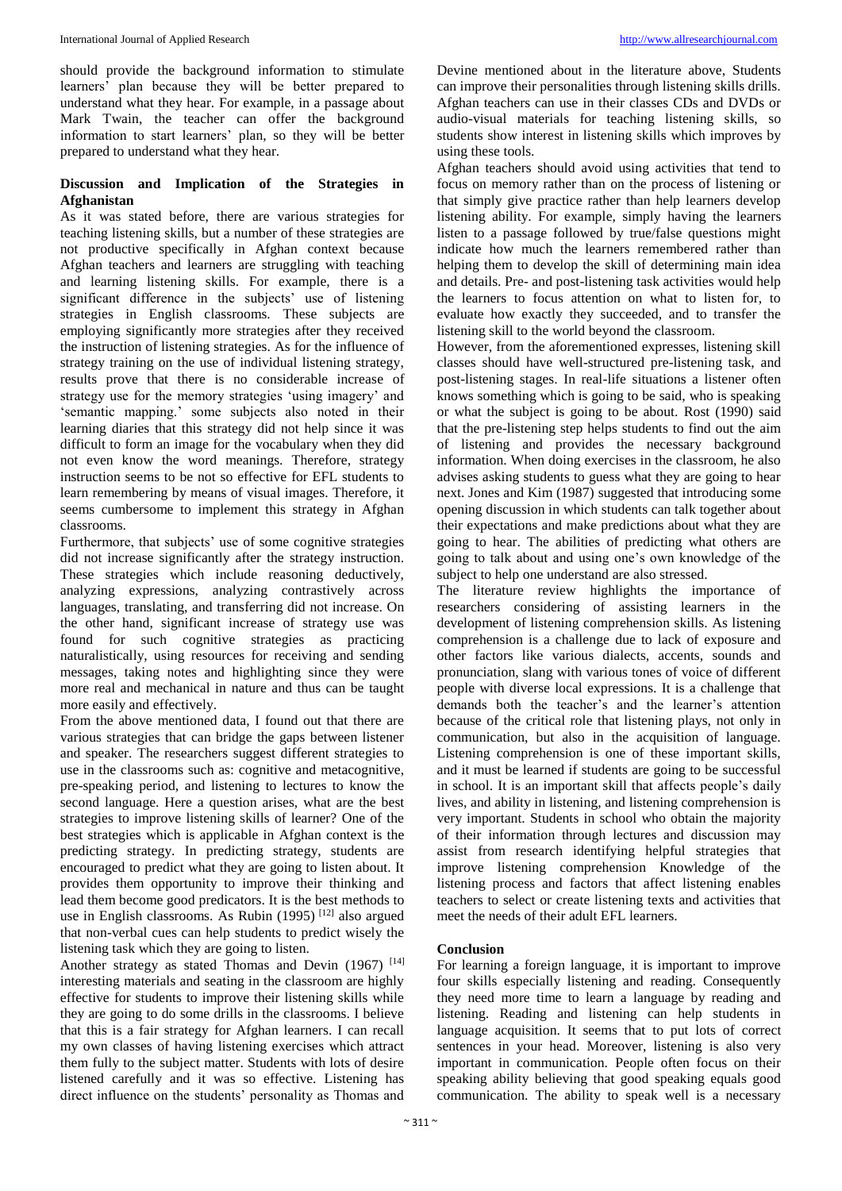should provide the background information to stimulate learners' plan because they will be better prepared to understand what they hear. For example, in a passage about Mark Twain, the teacher can offer the background information to start learners' plan, so they will be better prepared to understand what they hear.

## Discussion and Implication of the Strategies in Afghanistan

As it was stated before, there are various strategies for teaching listening skills, but a number of these strategies are not productive specifically in Afghan context because Afghan teachers and learners are struggling with teaching and learning listening skills. For example, there is a significant difference in the subjects' use of listening strategies in English classrooms. These subjects are employing significantly more strategies after they received the instruction of listening strategies. As for the influence of strategy training on the use of individual listening strategy, results prove that there is no considerable increase of strategy use for the memory strategies 'using imagery' and 'semantic mapping.' some subjects also noted in their learning diaries that this strategy did not help since it was difficult to form an image for the vocabulary when they did not even know the word meanings. Therefore, strategy instruction seems to be not so effective for EFL students to learn remembering by means of visual images. Therefore, it seems cumbersome to implement this strategy in Afghan classrooms.

Furthermore, that subjects' use of some cognitive strategies did not increase significantly after the strategy instruction. These strategies which include reasoning deductively, analyzing expressions, analyzing contrastively across languages, translating, and transferring did not increase. On the other hand, significant increase of strategy use was found for such cognitive strategies as practicing naturalistically, using resources for receiving and sending messages, taking notes and highlighting since they were more real and mechanical in nature and thus can be taught more easily and effectively.

From the above mentioned data, I found out that there are various strategies that can bridge the gaps between listener and speaker. The researchers suggest different strategies to use in the classrooms such as: cognitive and metacognitive, pre-speaking period, and listening to lectures to know the second language. Here a question arises, what are the best strategies to improve listening skills of learner? One of the best strategies which is applicable in Afghan context is the predicting strategy. In predicting strategy, students are encouraged to predict what they are going to listen about. It provides them opportunity to improve their thinking and lead them become good predicators. It is the best methods to use in English classrooms. As Rubin (1995) [12] also argued that non-verbal cues can help students to predict wisely the listening task which they are going to listen.

Another strategy as stated Thomas and Devin (1967) [14] interesting materials and seating in the classroom are highly effective for students to improve their listening skills while they are going to do some drills in the classrooms. I believe that this is a fair strategy for Afghan learners. I can recall my own classes of having listening exercises which attract them fully to the subject matter. Students with lots of desire listened carefully and it was so effective. Listening has direct influence on the students' personality as Thomas and Devine mentioned about in the literature above, Students can improve their personalities through listening skills drills. Afghan teachers can use in their classes CDs and DVDs or audio-visual materials for teaching listening skills, so students show interest in listening skills which improves by using these tools.

Afghan teachers should avoid using activities that tend to focus on memory rather than on the process of listening or that simply give practice rather than help learners develop listening ability. For example, simply having the learners listen to a passage followed by true/false questions might indicate how much the learners remembered rather than helping them to develop the skill of determining main idea and details. Pre- and post-listening task activities would help the learners to focus attention on what to listen for, to evaluate how exactly they succeeded, and to transfer the listening skill to the world beyond the classroom.

However, from the aforementioned expresses, listening skill classes should have well-structured pre-listening task, and post-listening stages. In real-life situations a listener often knows something which is going to be said, who is speaking or what the subject is going to be about. Rost (1990) said that the pre-listening step helps students to find out the aim of listening and provides the necessary background information. When doing exercises in the classroom, he also advises asking students to guess what they are going to hear next. Jones and Kim (1987) suggested that introducing some opening discussion in which students can talk together about their expectations and make predictions about what they are going to hear. The abilities of predicting what others are going to talk about and using one's own knowledge of the subject to help one understand are also stressed.

The literature review highlights the importance of researchers considering of assisting learners in the development of listening comprehension skills. As listening comprehension is a challenge due to lack of exposure and other factors like various dialects, accents, sounds and pronunciation, slang with various tones of voice of different people with diverse local expressions. It is a challenge that demands both the teacher's and the learner's attention because of the critical role that listening plays, not only in communication, but also in the acquisition of language. Listening comprehension is one of these important skills, and it must be learned if students are going to be successful in school. It is an important skill that affects people's daily lives, and ability in listening, and listening comprehension is very important. Students in school who obtain the majority of their information through lectures and discussion may assist from research identifying helpful strategies that improve listening comprehension Knowledge of the listening process and factors that affect listening enables teachers to select or create listening texts and activities that meet the needs of their adult EFL learners.

## Conclusion

For learning a foreign language, it is important to improve four skills especially listening and reading. Consequently they need more time to learn a language by reading and listening. Reading and listening can help students in language acquisition. It seems that to put lots of correct sentences in your head. Moreover, listening is also very important in communication. People often focus on their speaking ability believing that good speaking equals good communication. The ability to speak well is a necessary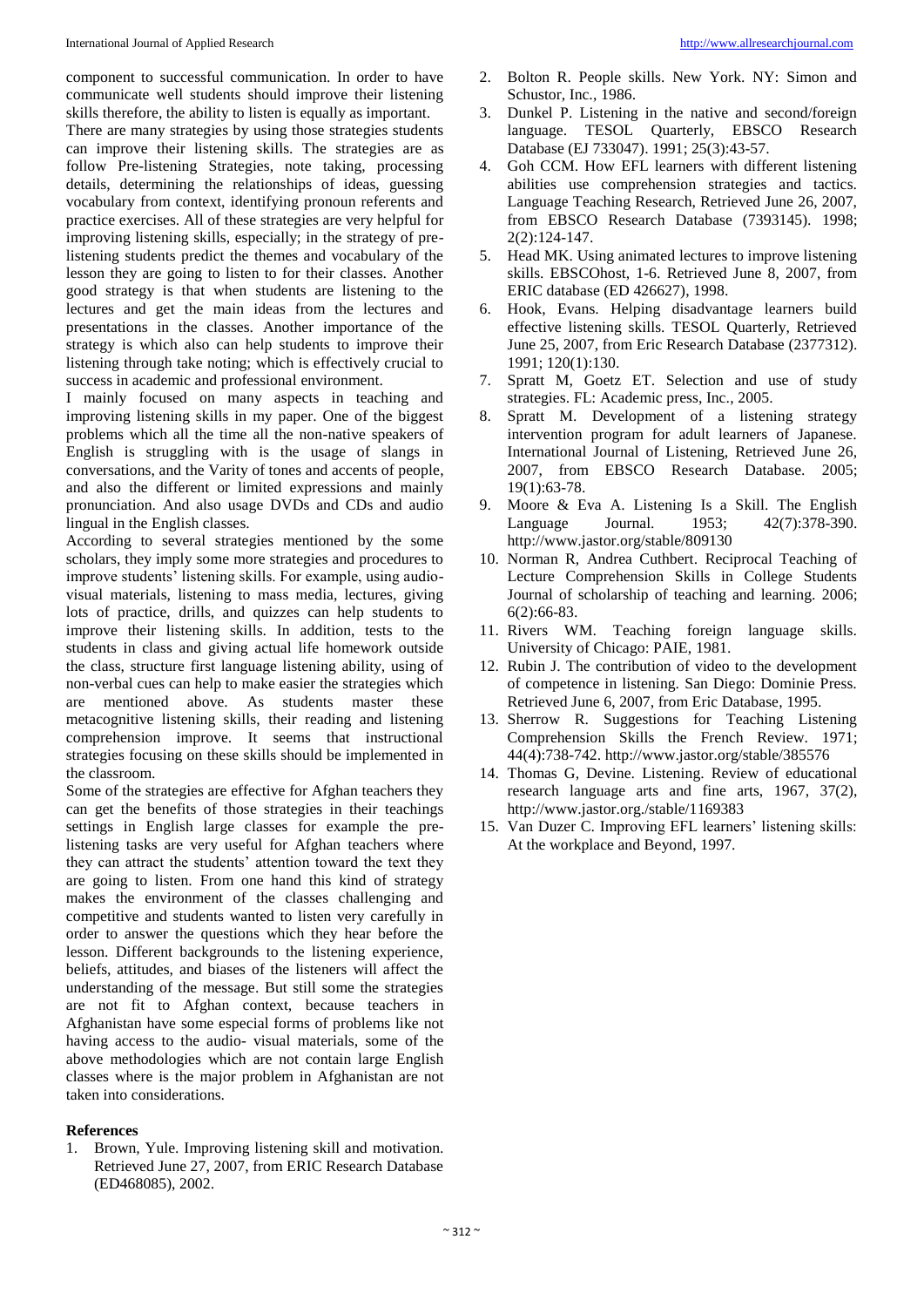component to successful communication. In order to have communicate well students should improve their listening skills therefore, the ability to listen is equally as important.

There are many strategies by using those strategies students can improve their listening skills. The strategies are as follow Pre-listening Strategies, note taking, processing details, determining the relationships of ideas, guessing vocabulary from context, identifying pronoun referents and practice exercises. All of these strategies are very helpful for improving listening skills, especially; in the strategy of pre-listening students predict the themes and vocabulary of the lesson they are going to listen to for their classes. Another good strategy is that when students are listening to the lectures and get the main ideas from the lectures and presentations in the classes. Another importance of the strategy is which also can help students to improve their listening through take noting; which is effectively crucial to success in academic and professional environment.

I mainly focused on many aspects in teaching and improving listening skills in my paper. One of the biggest problems which all the time all the non-native speakers of English is struggling with is the usage of slangs in conversations, and the Varity of tones and accents of people, and also the different or limited expressions and mainly pronunciation. And also usage DVDs and CDs and audio lingual in the English classes.

According to several strategies mentioned by the some scholars, they imply some more strategies and procedures to improve students' listening skills. For example, using audio-visual materials, listening to mass media, lectures, giving lots of practice, drills, and quizzes can help students to improve their listening skills. In addition, tests to the students in class and giving actual life homework outside the class, structure first language listening ability, using of non-verbal cues can help to make easier the strategies which are mentioned above. As students master these metacognitive listening skills, their reading and listening comprehension improve. It seems that instructional strategies focusing on these skills should be implemented in the classroom.

Some of the strategies are effective for Afghan teachers they can get the benefits of those strategies in their teachings settings in English large classes for example the pre-listening tasks are very useful for Afghan teachers where they can attract the students' attention toward the text they are going to listen. From one hand this kind of strategy makes the environment of the classes challenging and competitive and students wanted to listen very carefully in order to answer the questions which they hear before the lesson. Different backgrounds to the listening experience, beliefs, attitudes, and biases of the listeners will affect the understanding of the message. But still some the strategies are not fit to Afghan context, because teachers in Afghanistan have some especial forms of problems like not having access to the audio- visual materials, some of the above methodologies which are not contain large English classes where is the major problem in Afghanistan are not taken into considerations.

## References

1. Brown, Yule. Improving listening skill and motivation. Retrieved June 27, 2007, from ERIC Research Database (ED468085), 2002.
2. Bolton R. People skills. New York. NY: Simon and Schustor, Inc., 1986.
3. Dunkel P. Listening in the native and second/foreign language. TESOL Quarterly, EBSCO Research Database (EJ 733047). 1991; 25(3):43-57.
4. Goh CCM. How EFL learners with different listening abilities use comprehension strategies and tactics. Language Teaching Research, Retrieved June 26, 2007, from EBSCO Research Database (7393145). 1998; 2(2):124-147.
5. Head MK. Using animated lectures to improve listening skills. EBSCOhost, 1-6. Retrieved June 8, 2007, from ERIC database (ED 426627), 1998.
6. Hook, Evans. Helping disadvantage learners build effective listening skills. TESOL Quarterly, Retrieved June 25, 2007, from Eric Research Database (2377312). 1991; 120(1):130.
7. Spratt M, Goetz ET. Selection and use of study strategies. FL: Academic press, Inc., 2005.
8. Spratt M. Development of a listening strategy intervention program for adult learners of Japanese. International Journal of Listening, Retrieved June 26, 2007, from EBSCO Research Database. 2005; 19(1):63-78.
9. Moore & Eva A. Listening Is a Skill. The English Language Journal. 1953; 42(7):378-390. http://www.jastor.org/stable/809130
10. Norman R, Andrea Cuthbert. Reciprocal Teaching of Lecture Comprehension Skills in College Students Journal of scholarship of teaching and learning. 2006; 6(2):66-83.
11. Rivers WM. Teaching foreign language skills. University of Chicago: PAIE, 1981.
12. Rubin J. The contribution of video to the development of competence in listening. San Diego: Dominie Press. Retrieved June 6, 2007, from Eric Database, 1995.
13. Sherrow R. Suggestions for Teaching Listening Comprehension Skills the French Review. 1971; 44(4):738-742. http://www.jstor.org/stable/385576
14. Thomas G, Devine. Listening. Review of educational research language arts and fine arts, 1967, 37(2), http://www.jastor.org./stable/1169383
15. Van Duzer C. Improving EFL learners' listening skills: At the workplace and Beyond, 1997.